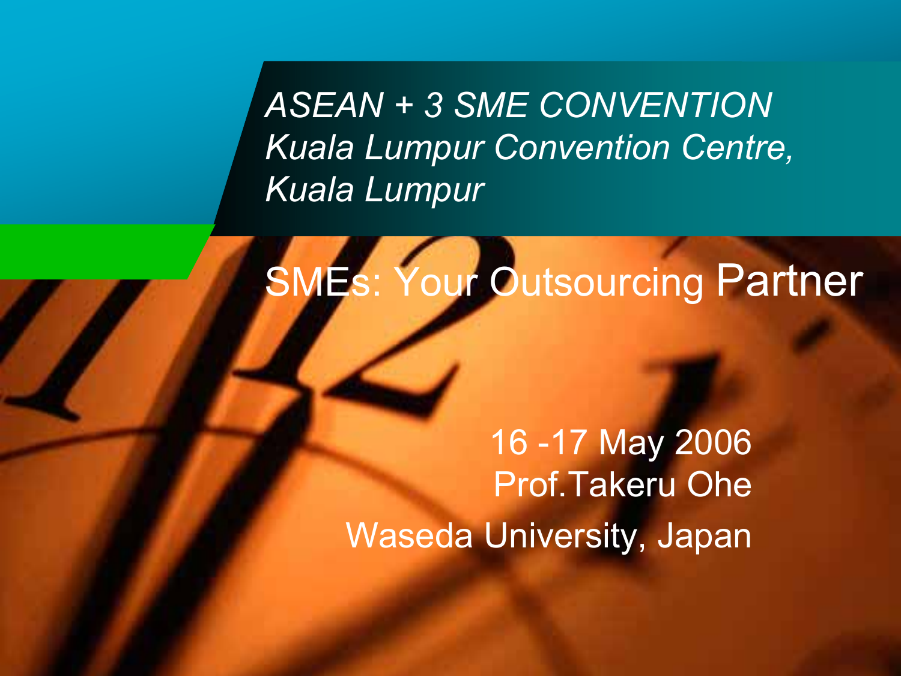*ASEAN + 3 SME CONVENTION*
*Kuala Lumpur Convention Centre, Kuala Lumpur*

# SMEs: Your Outsourcing Partner

16 -17 May 2006
Prof.Takeru Ohe
Waseda University, Japan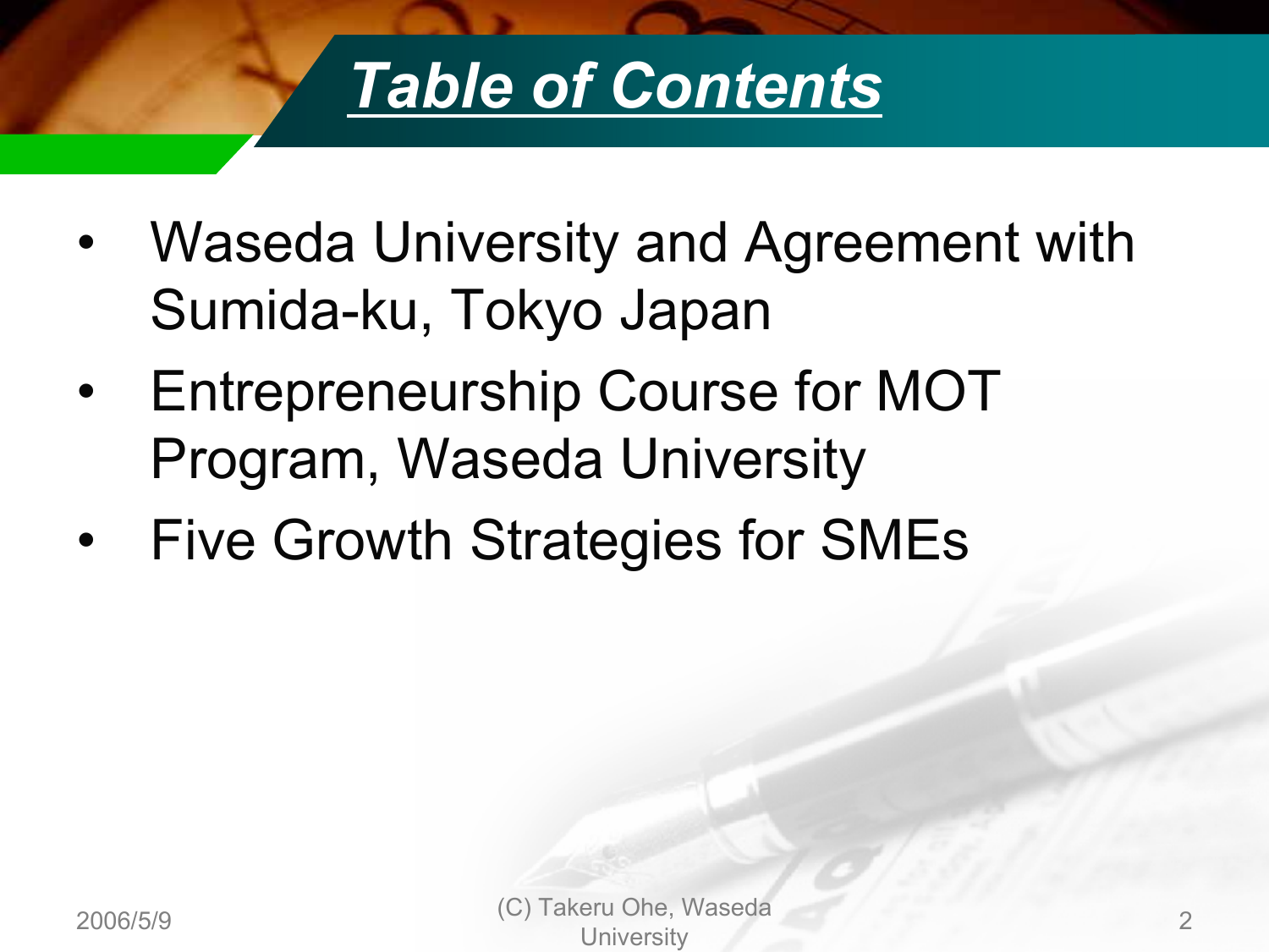# Table of Contents

- Waseda University and Agreement with Sumida-ku, Tokyo Japan
- Entrepreneurship Course for MOT Program, Waseda University
- Five Growth Strategies for SMEs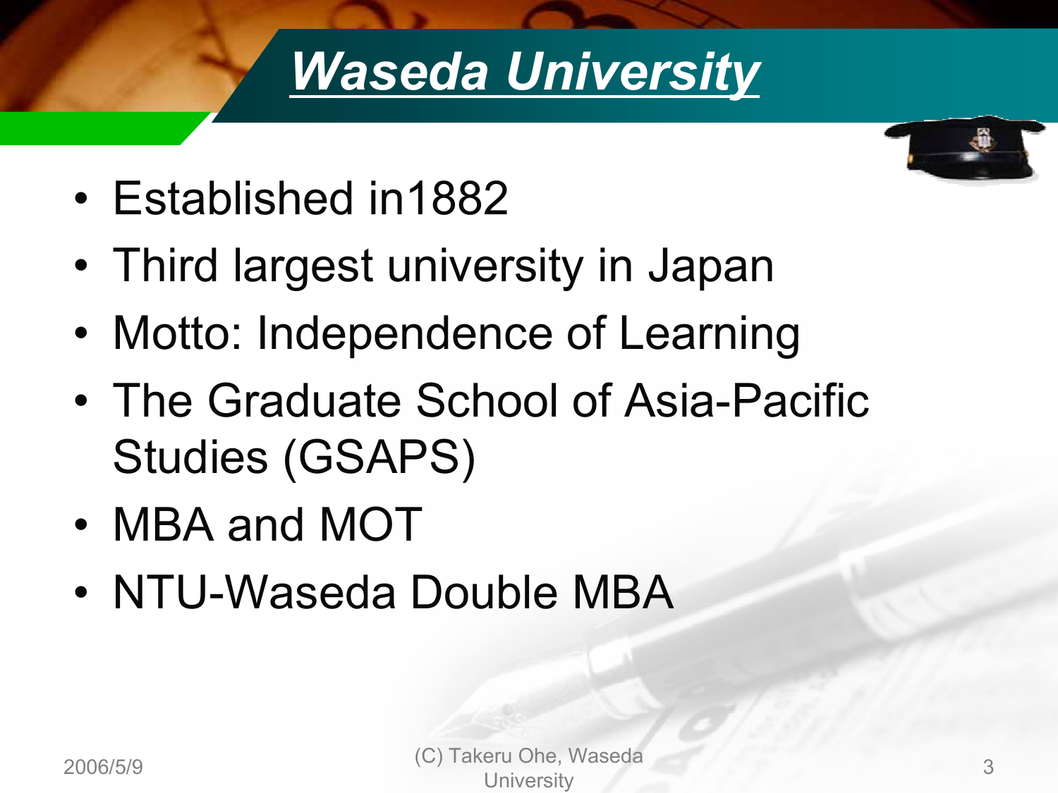# *Waseda University*

- Established in1882
- Third largest university in Japan
- Motto: Independence of Learning
- The Graduate School of Asia-Pacific Studies (GSAPS)
- MBA and MOT
- NTU-Waseda Double MBA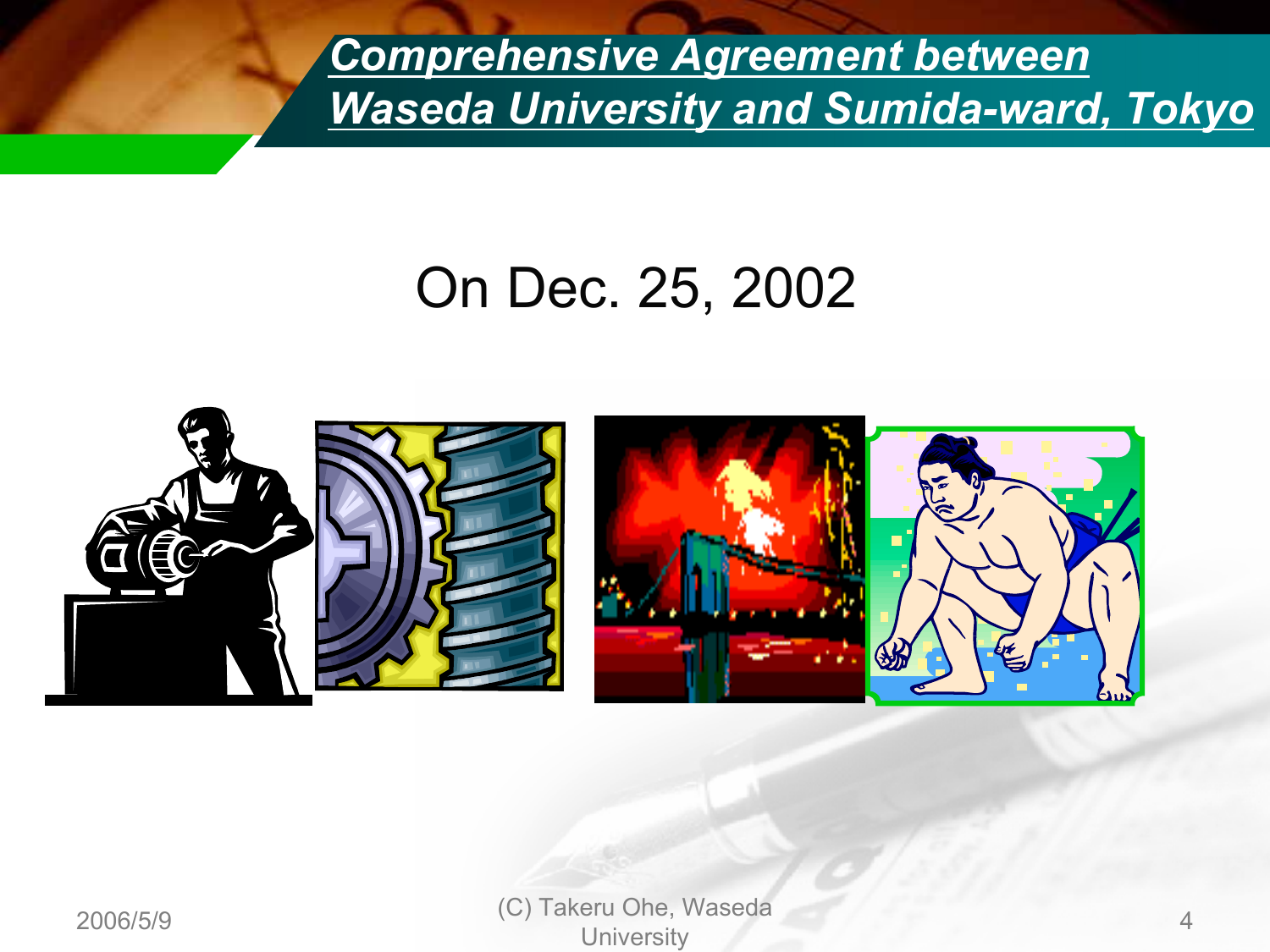# *Comprehensive Agreement between Waseda University and Sumida-ward, Tokyo*

On Dec. 25, 2002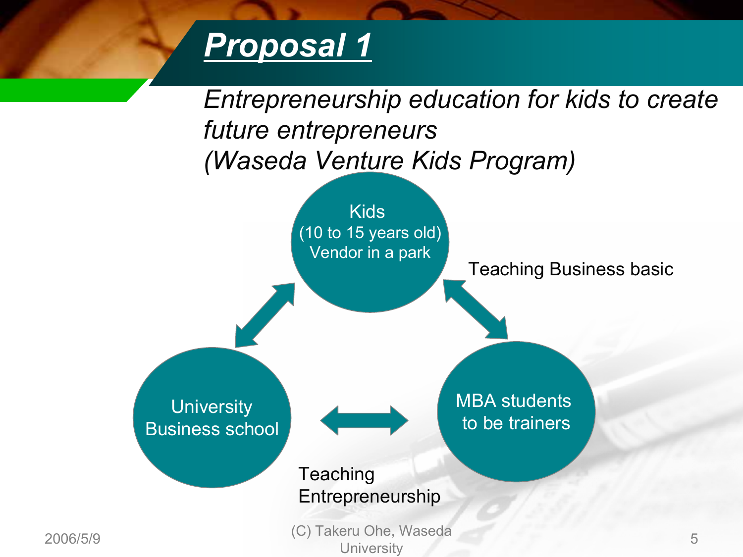# Proposal 1

*Entrepreneurship education for kids to create future entrepreneurs (Waseda Venture Kids Program)*

Kids
(10 to 15 years old)
Vendor in a park

Teaching Business basic

University Business school

MBA students to be trainers

Teaching Entrepreneurship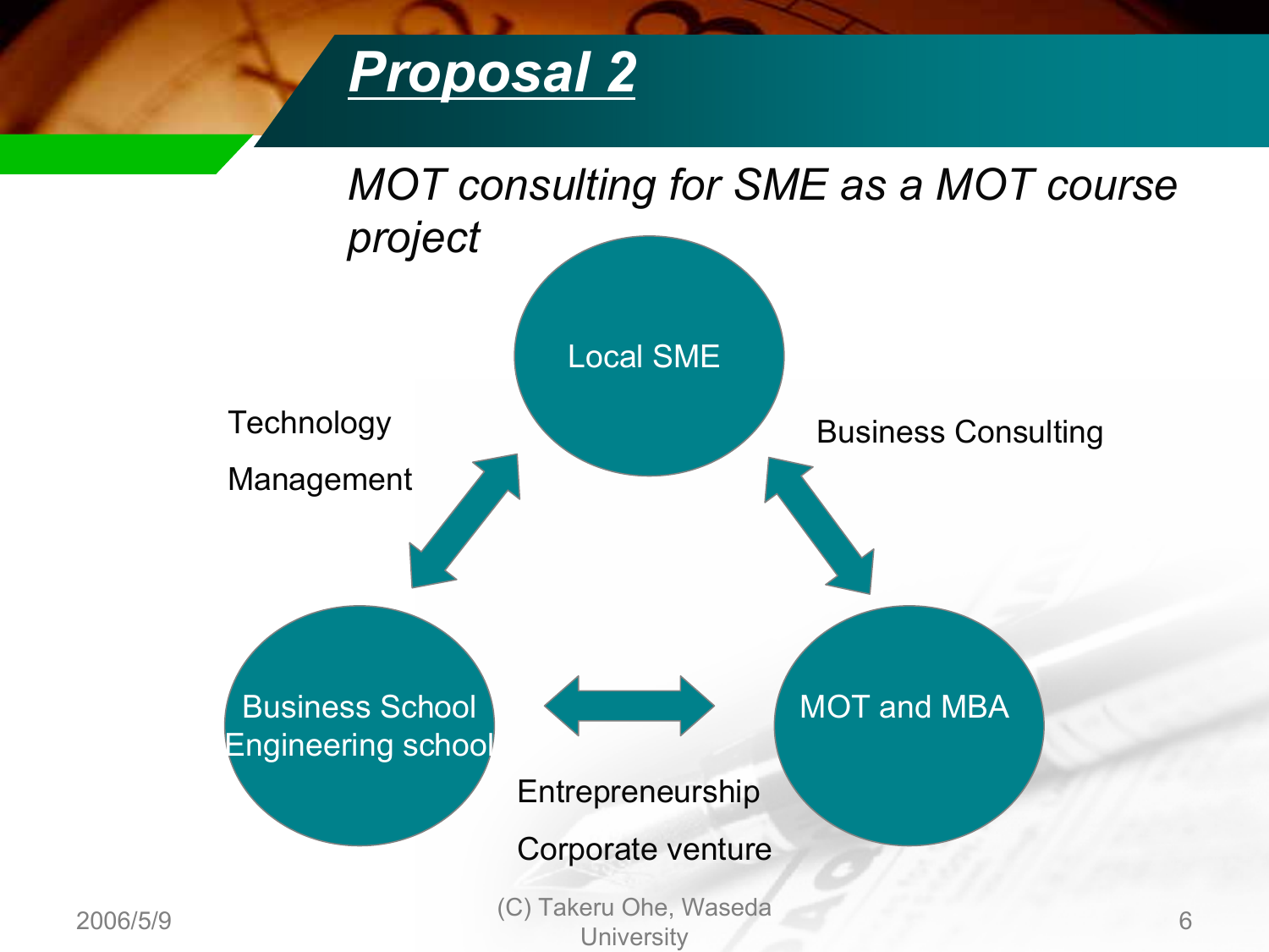# Proposal 2

*MOT consulting for SME as a MOT course project*

Local SME

Technology

Management

Business Consulting

Business School
Engineering school

MOT and MBA

Entrepreneurship

Corporate venture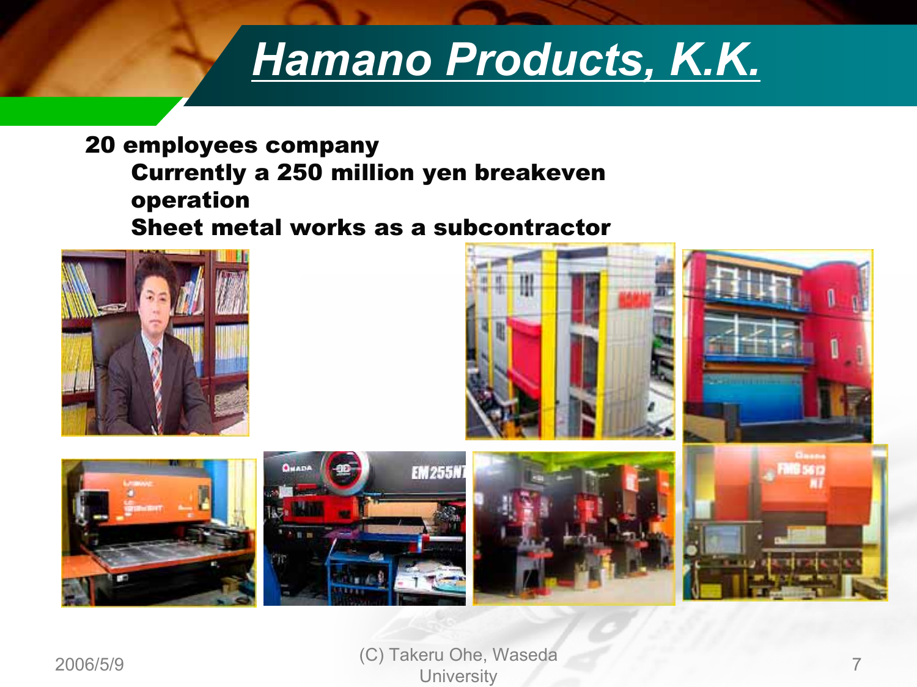# Hamano Products, K.K.

**20 employees company**

- **Currently a 250 million yen breakeven operation**
- **Sheet metal works as a subcontractor**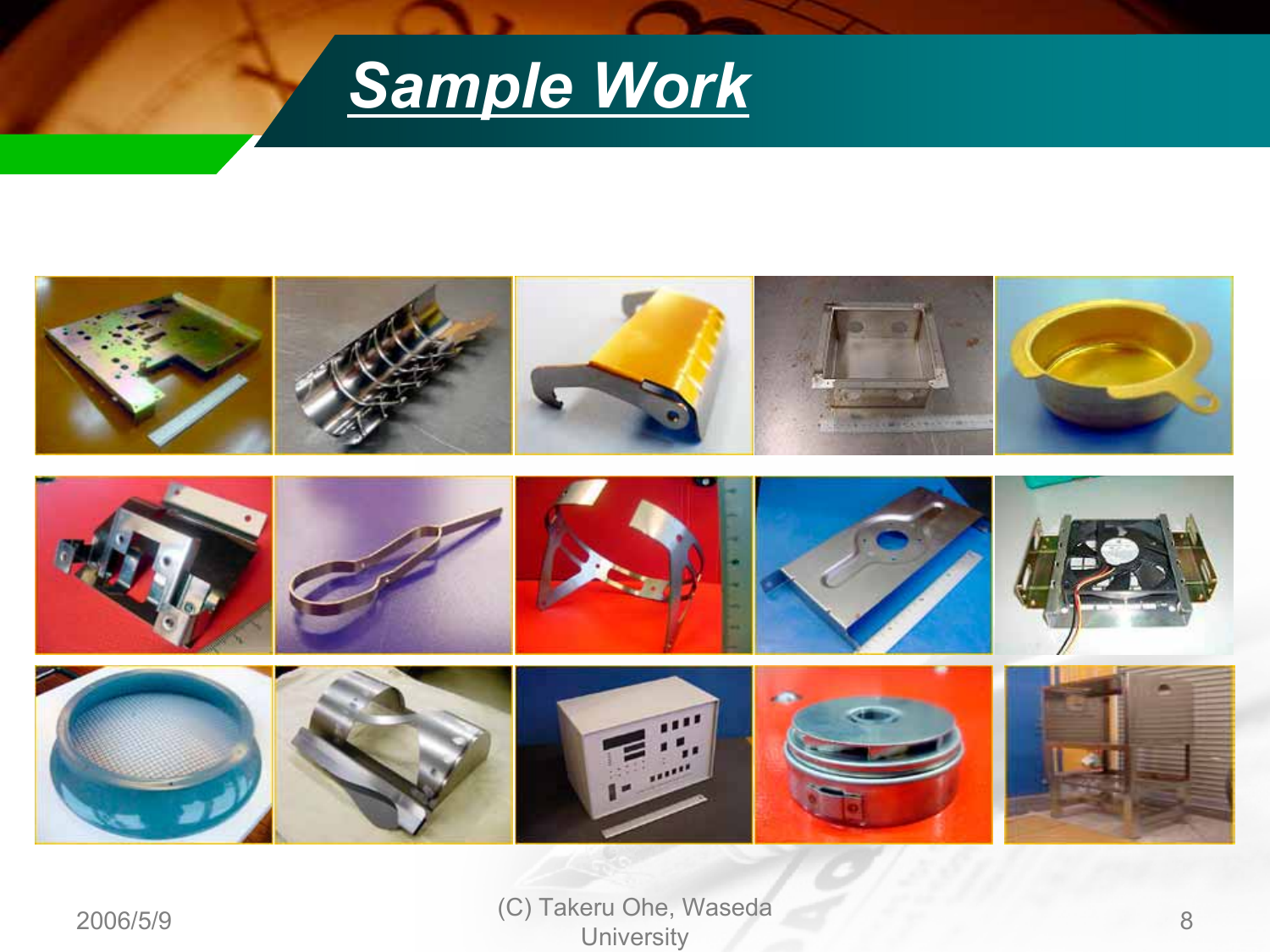# Sample Work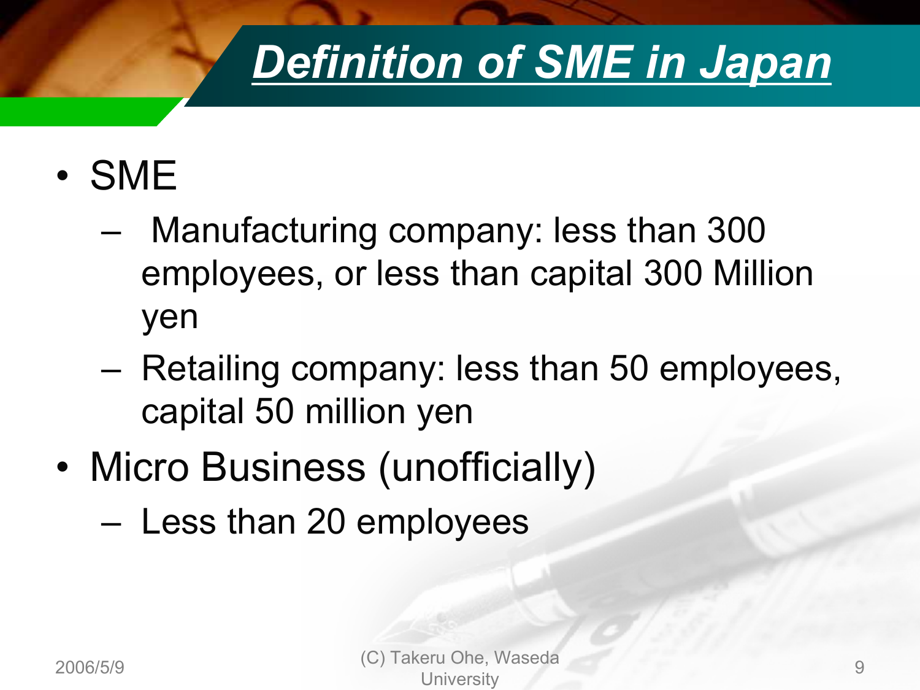# Definition of SME in Japan

- SME
  - Manufacturing company: less than 300 employees, or less than capital 300 Million yen
  - Retailing company: less than 50 employees, capital 50 million yen
- Micro Business (unofficially)
  - Less than 20 employees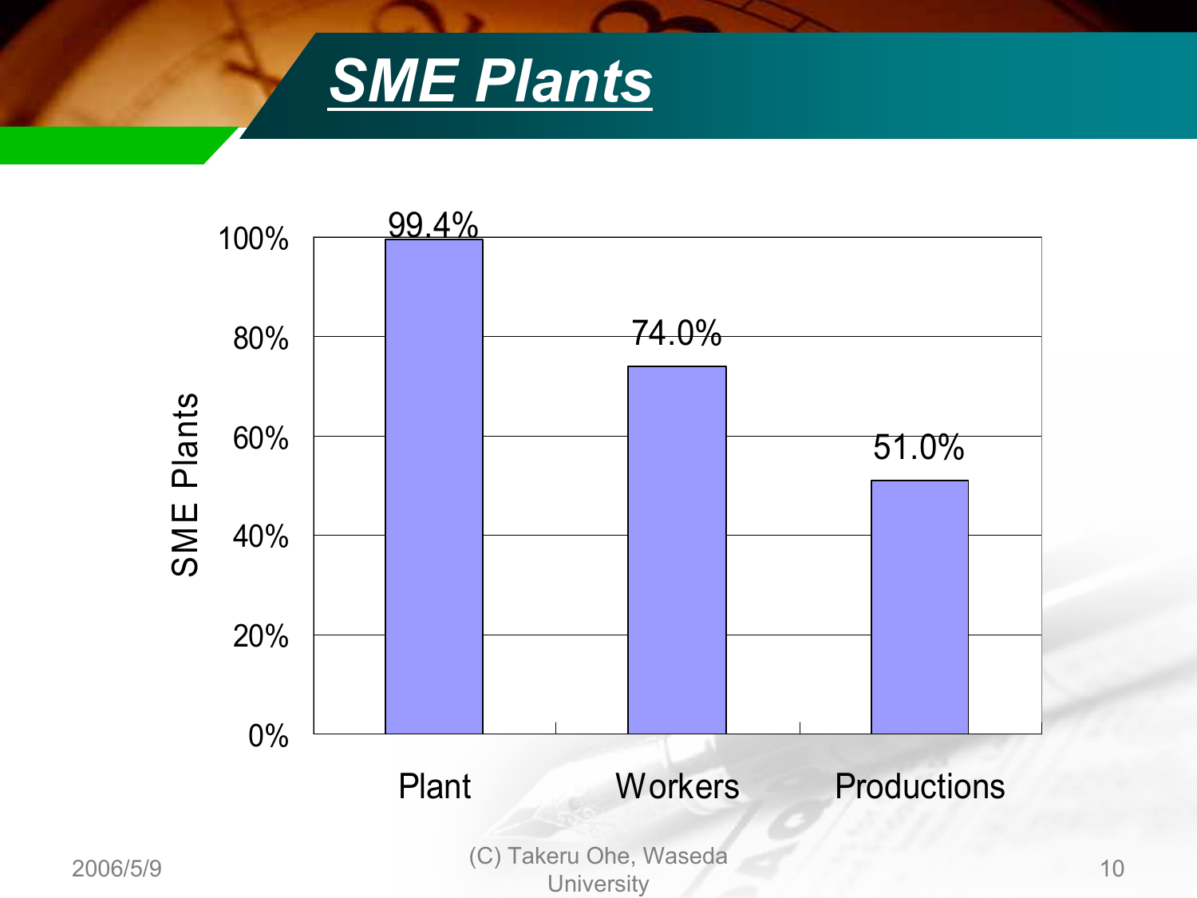# SME Plants

| | Plant | Workers | Productions |
|---|---|---|---|
| SME Plants | 99.4% | 74.0% | 51.0% |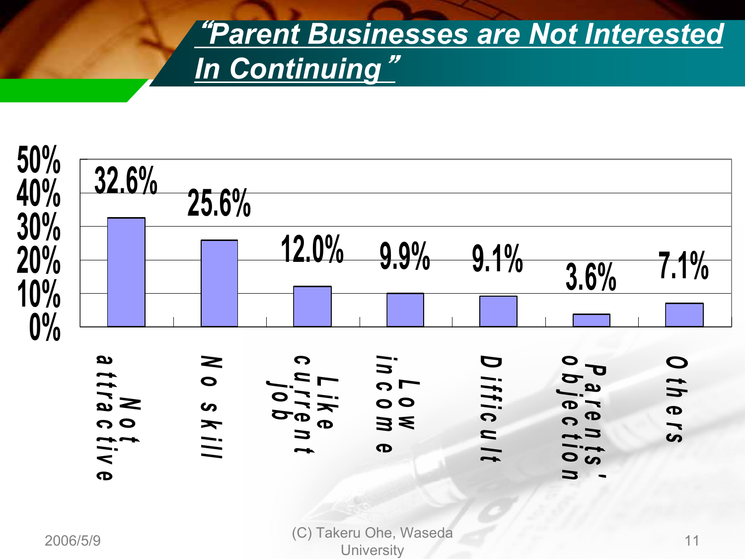# "Parent Businesses are Not Interested In Continuing"

| Reason | Percentage |
| --- | --- |
| Not attractive | 32.6% |
| No skill | 25.6% |
| Like current job | 12.0% |
| Low income | 9.9% |
| Difficult | 9.1% |
| Parents' objection | 3.6% |
| Others | 7.1% |

2006/5/9

(C) Takeru Ohe, Waseda University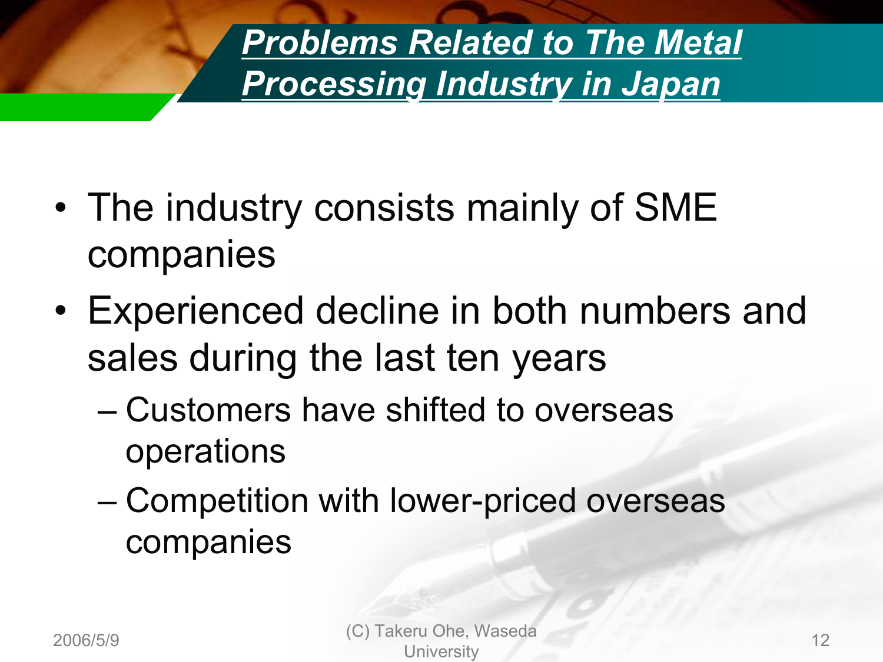## *Problems Related to The Metal Processing Industry in Japan*

- The industry consists mainly of SME companies
- Experienced decline in both numbers and sales during the last ten years
  - Customers have shifted to overseas operations
  - Competition with lower-priced overseas companies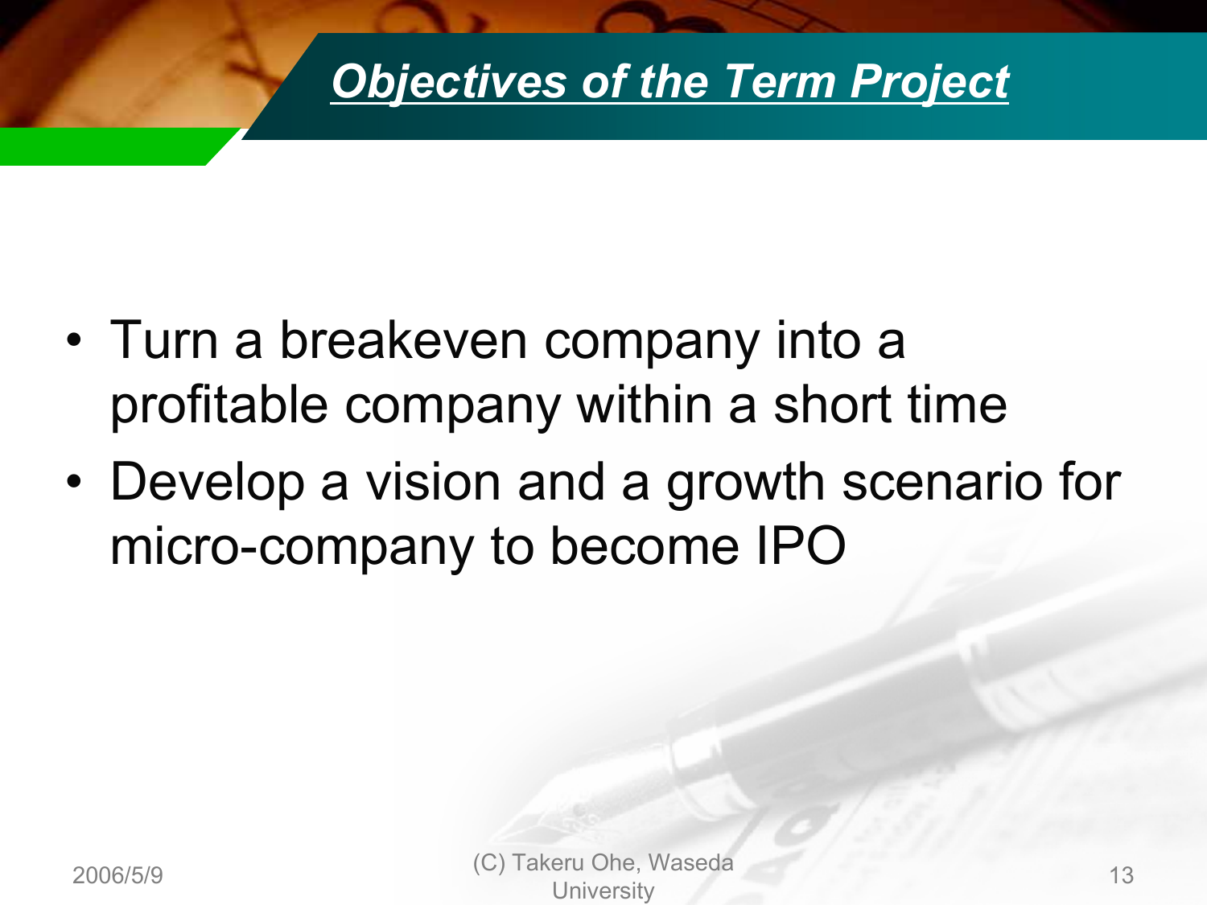# Objectives of the Term Project

- Turn a breakeven company into a profitable company within a short time
- Develop a vision and a growth scenario for micro-company to become IPO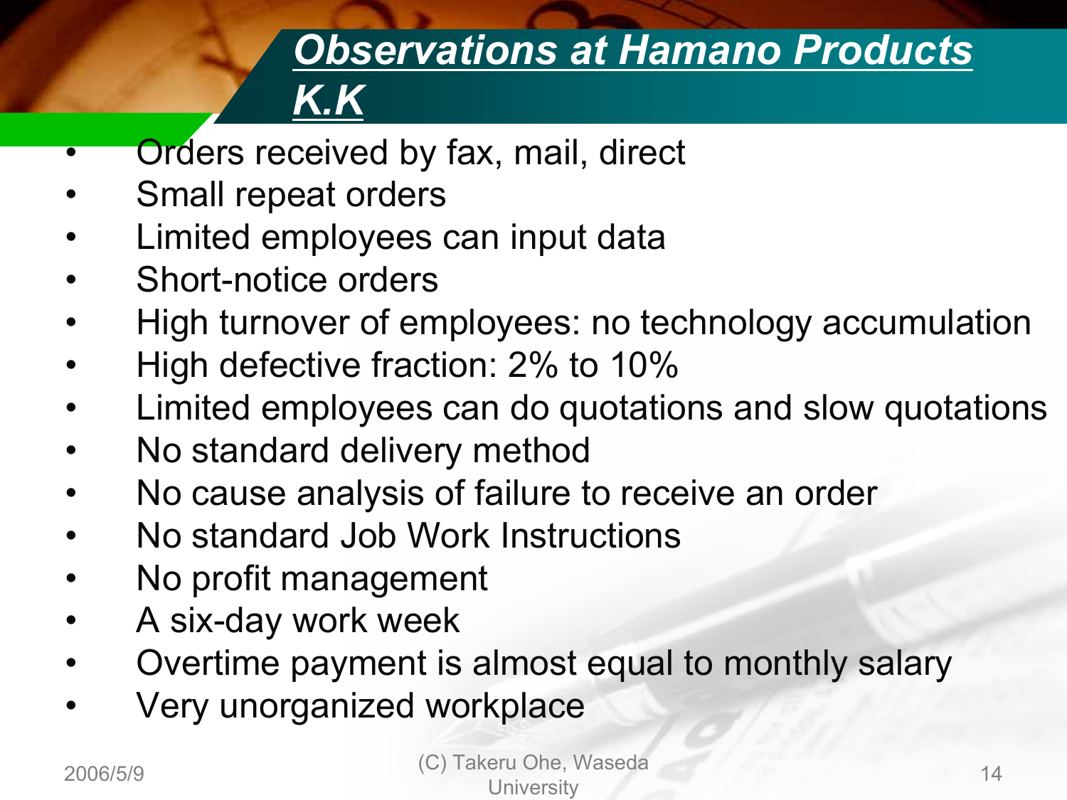## *Observations at Hamano Products K.K*

- Orders received by fax, mail, direct
- Small repeat orders
- Limited employees can input data
- Short-notice orders
- High turnover of employees: no technology accumulation
- High defective fraction: 2% to 10%
- Limited employees can do quotations and slow quotations
- No standard delivery method
- No cause analysis of failure to receive an order
- No standard Job Work Instructions
- No profit management
- A six-day work week
- Overtime payment is almost equal to monthly salary
- Very unorganized workplace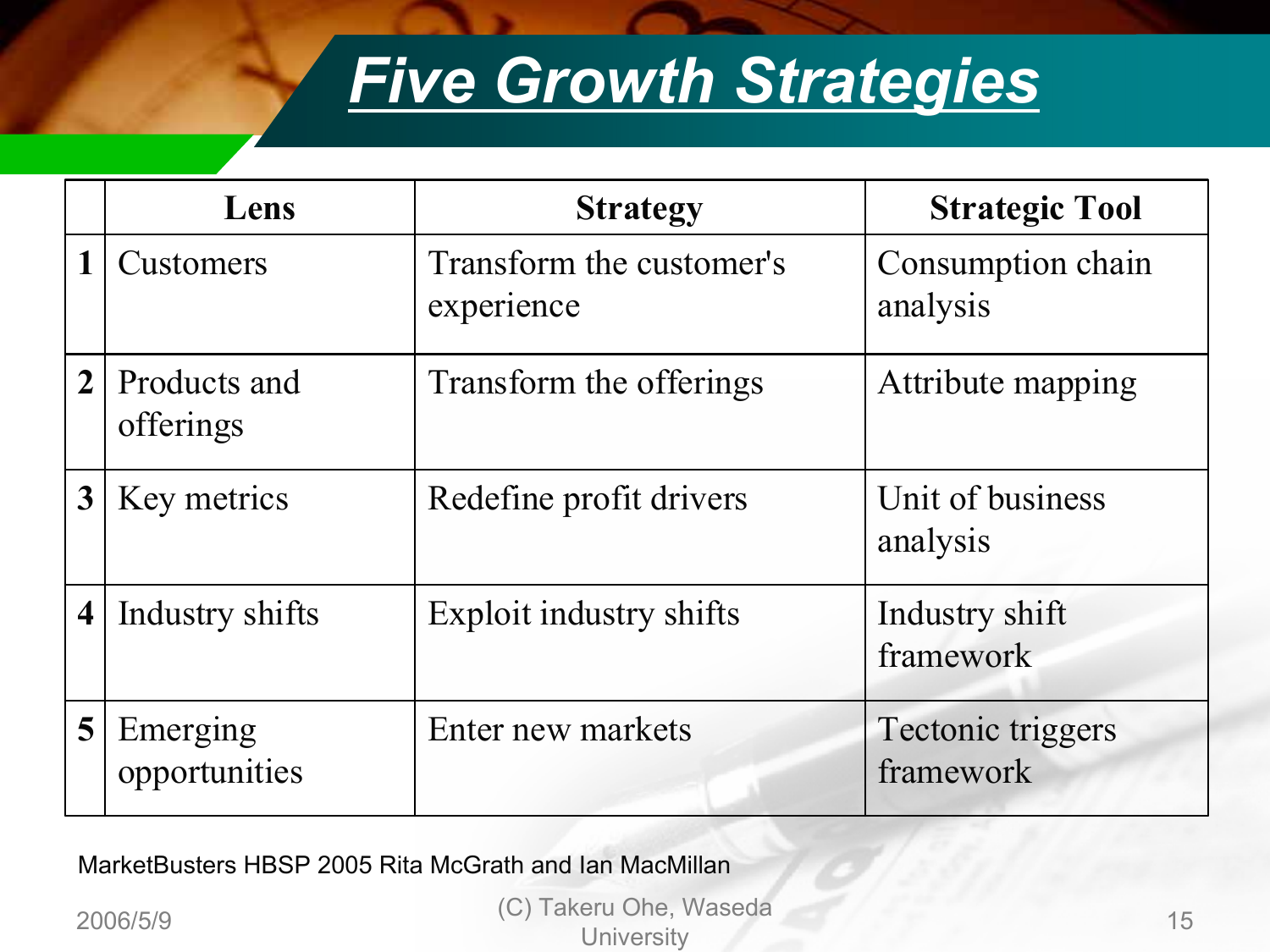# Five Growth Strategies

| | Lens | Strategy | Strategic Tool |
|---|---|---|---|
| 1 | Customers | Transform the customer's experience | Consumption chain analysis |
| 2 | Products and offerings | Transform the offerings | Attribute mapping |
| 3 | Key metrics | Redefine profit drivers | Unit of business analysis |
| 4 | Industry shifts | Exploit industry shifts | Industry shift framework |
| 5 | Emerging opportunities | Enter new markets | Tectonic triggers framework |

MarketBusters HBSP 2005 Rita McGrath and Ian MacMillan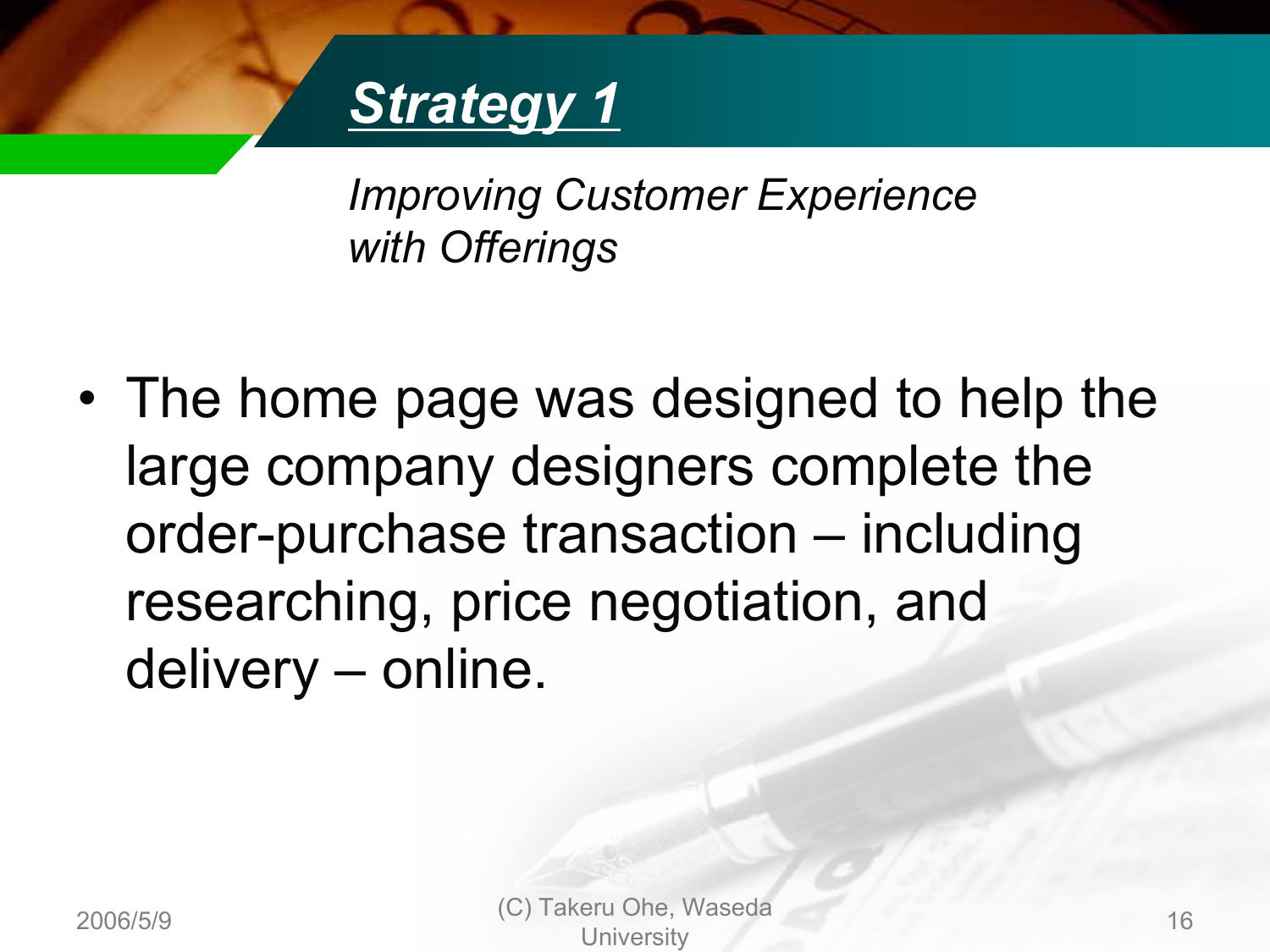## Strategy 1

*Improving Customer Experience with Offerings*

- The home page was designed to help the large company designers complete the order-purchase transaction – including researching, price negotiation, and delivery – online.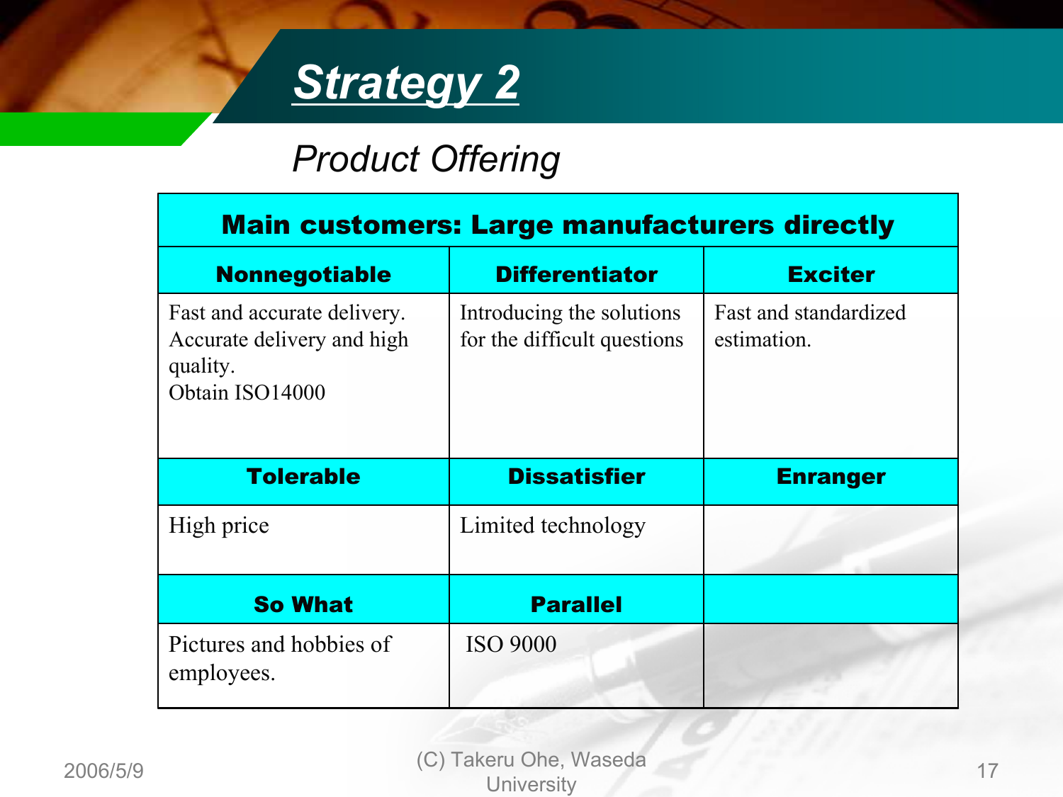# Strategy 2

*Product Offering*

| Main customers: Large manufacturers directly | | |
|---|---|---|
| **Nonnegotiable** | **Differentiator** | **Exciter** |
| Fast and accurate delivery. Accurate delivery and high quality. Obtain ISO14000 | Introducing the solutions for the difficult questions | Fast and standardized estimation. |
| **Tolerable** | **Dissatisfier** | **Enranger** |
| High price | Limited technology | |
| **So What** | **Parallel** | |
| Pictures and hobbies of employees. | ISO 9000 | |

2006/5/9

(C) Takeru Ohe, Waseda University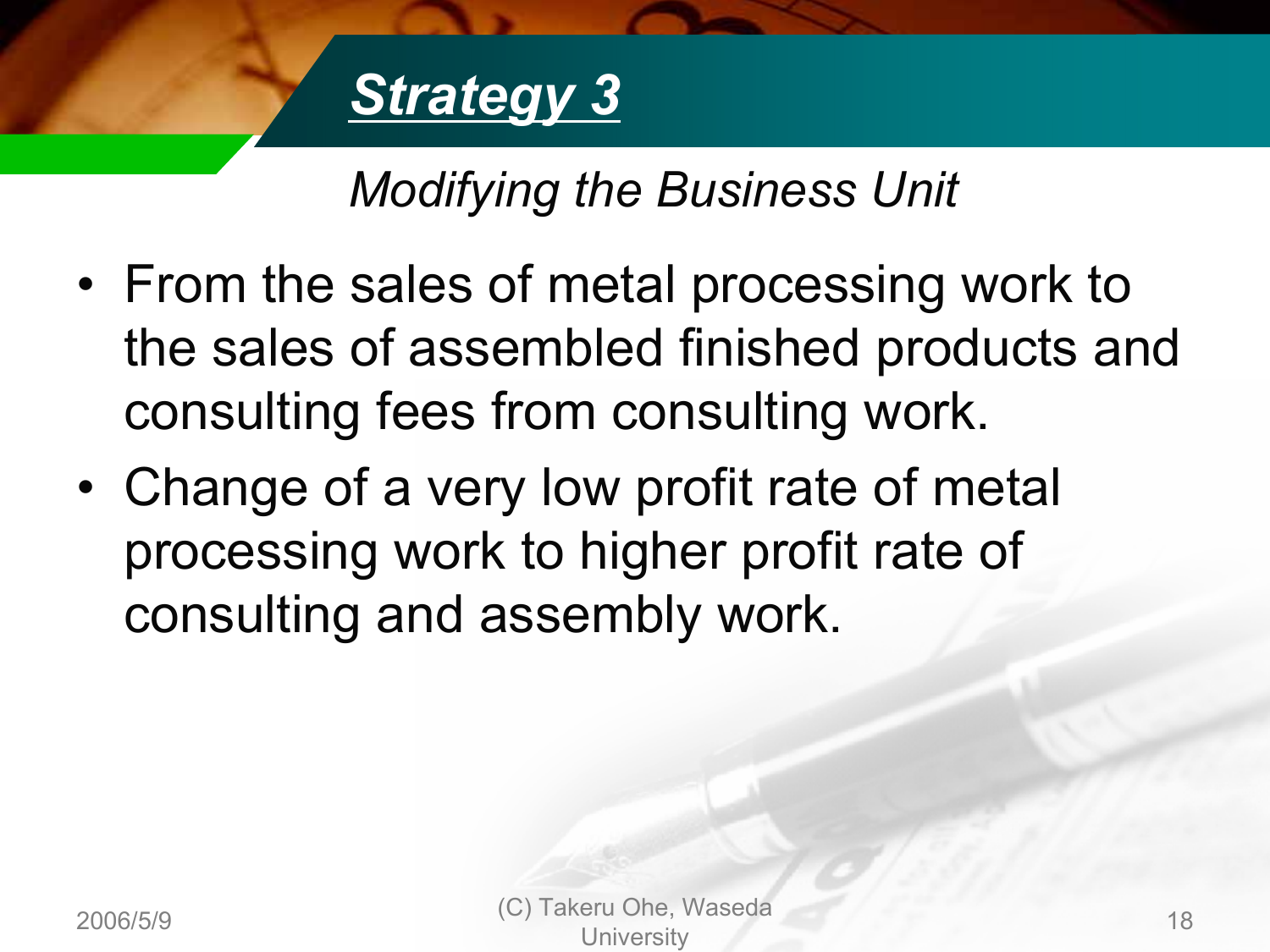# Strategy 3

*Modifying the Business Unit*

- From the sales of metal processing work to the sales of assembled finished products and consulting fees from consulting work.
- Change of a very low profit rate of metal processing work to higher profit rate of consulting and assembly work.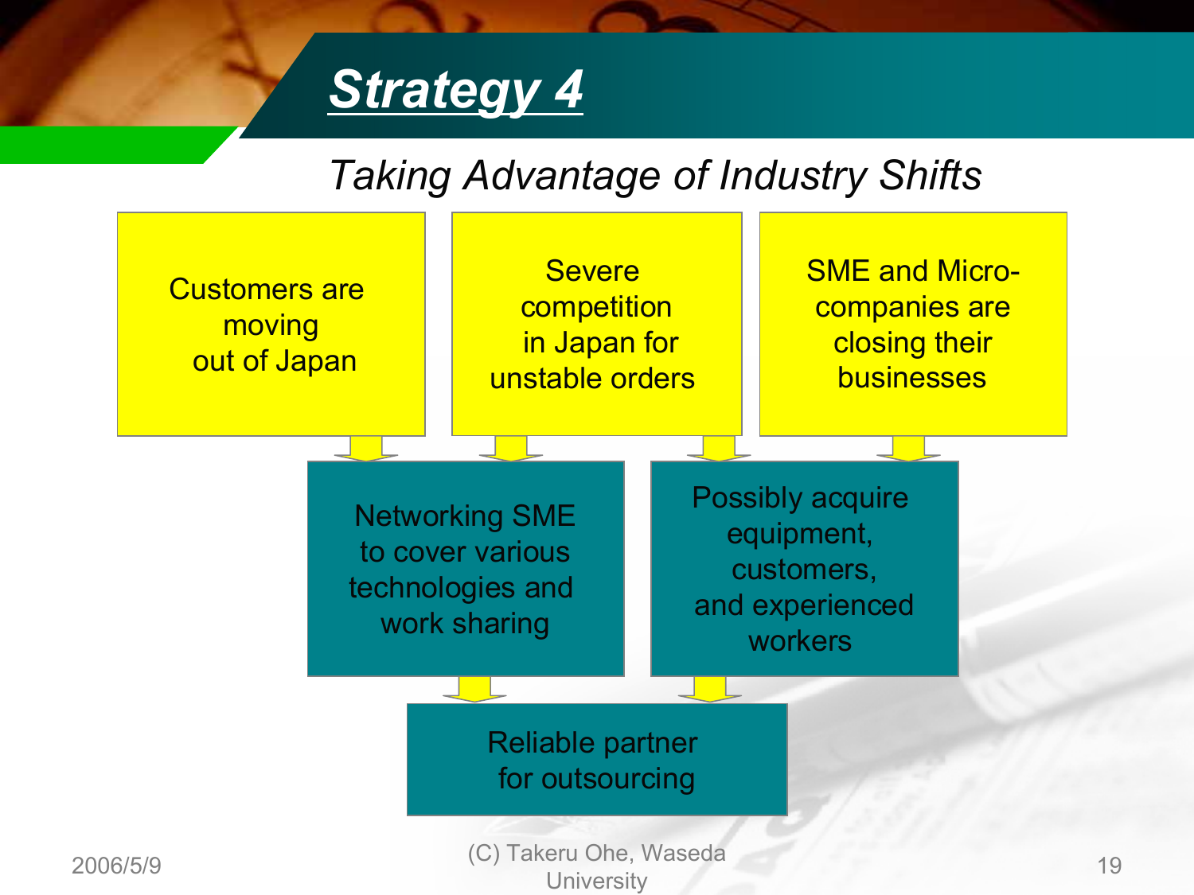# Strategy 4

*Taking Advantage of Industry Shifts*

- Customers are moving out of Japan
- Severe competition in Japan for unstable orders
- SME and Micro-companies are closing their businesses

- Networking SME to cover various technologies and work sharing
- Possibly acquire equipment, customers, and experienced workers

- Reliable partner for outsourcing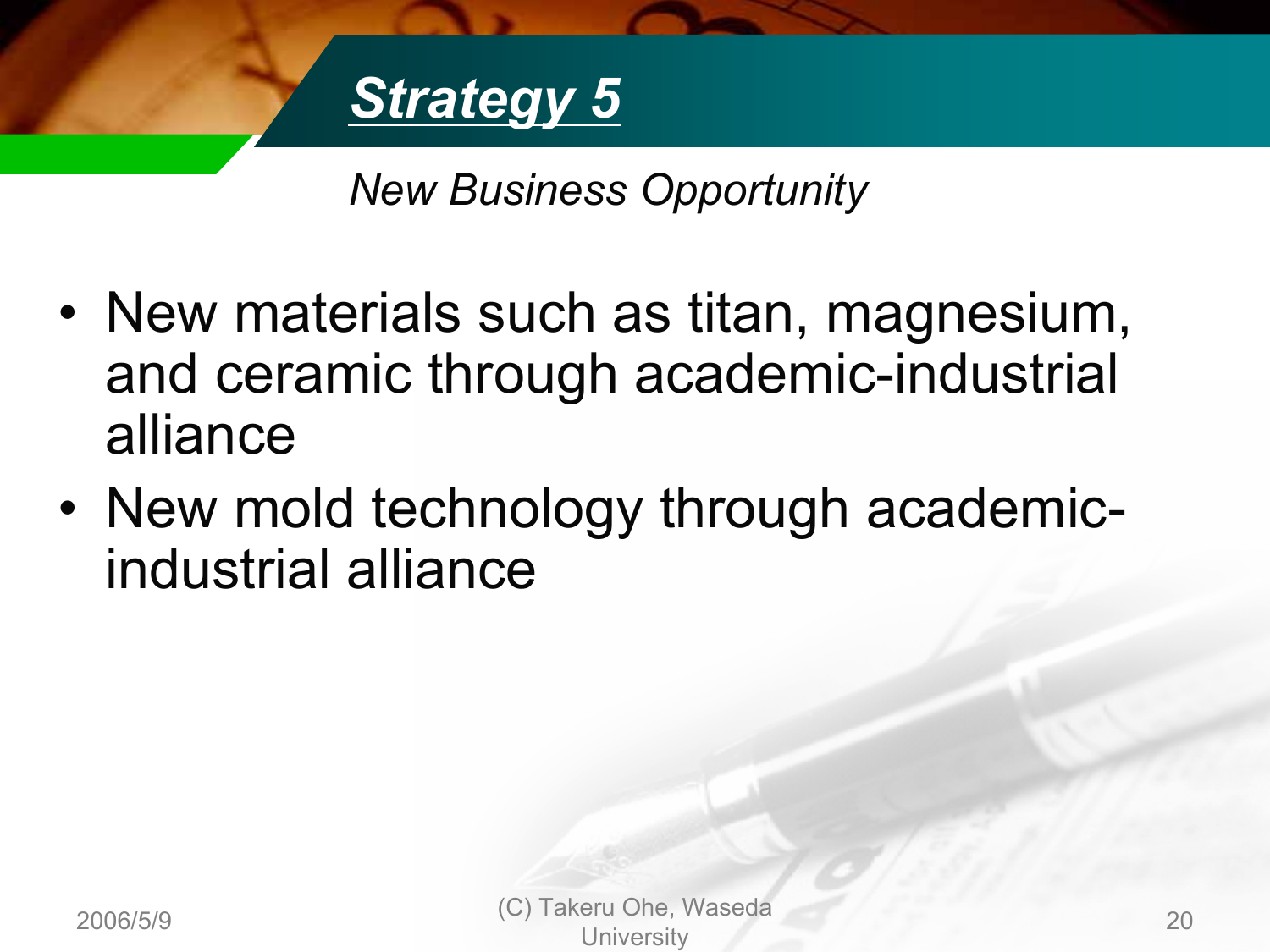# Strategy 5

*New Business Opportunity*

- New materials such as titan, magnesium, and ceramic through academic-industrial alliance
- New mold technology through academic-industrial alliance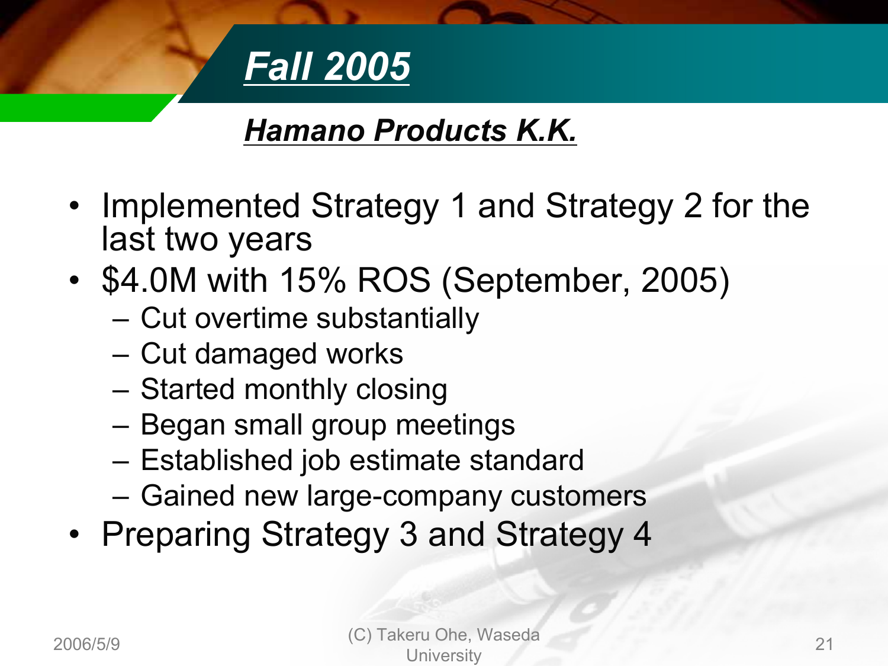# *Fall 2005*

## *Hamano Products K.K.*

- Implemented Strategy 1 and Strategy 2 for the last two years
- $4.0M with 15% ROS (September, 2005)
  - Cut overtime substantially
  - Cut damaged works
  - Started monthly closing
  - Began small group meetings
  - Established job estimate standard
  - Gained new large-company customers
- Preparing Strategy 3 and Strategy 4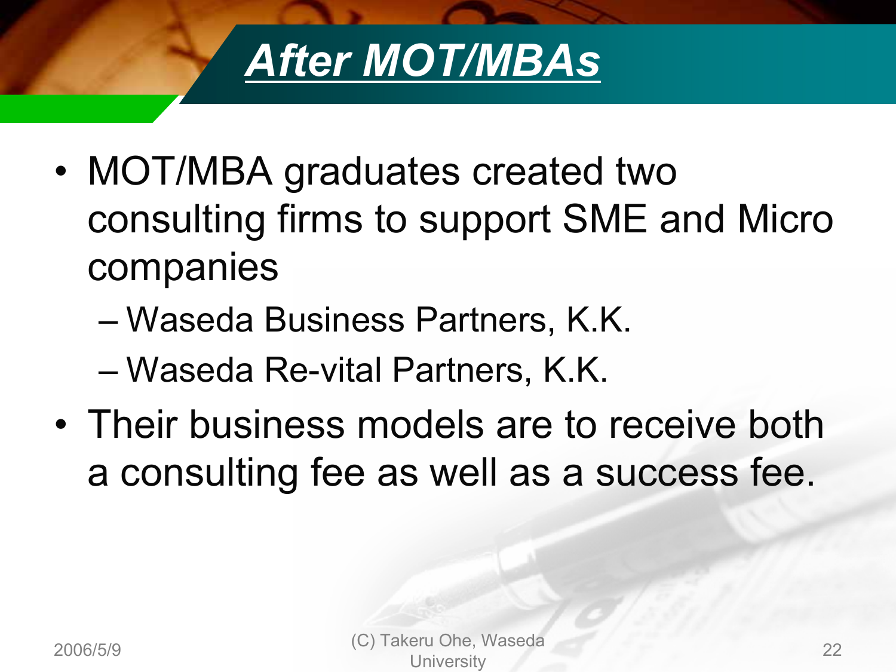# After MOT/MBAs

- MOT/MBA graduates created two consulting firms to support SME and Micro companies
  - Waseda Business Partners, K.K.
  - Waseda Re-vital Partners, K.K.
- Their business models are to receive both a consulting fee as well as a success fee.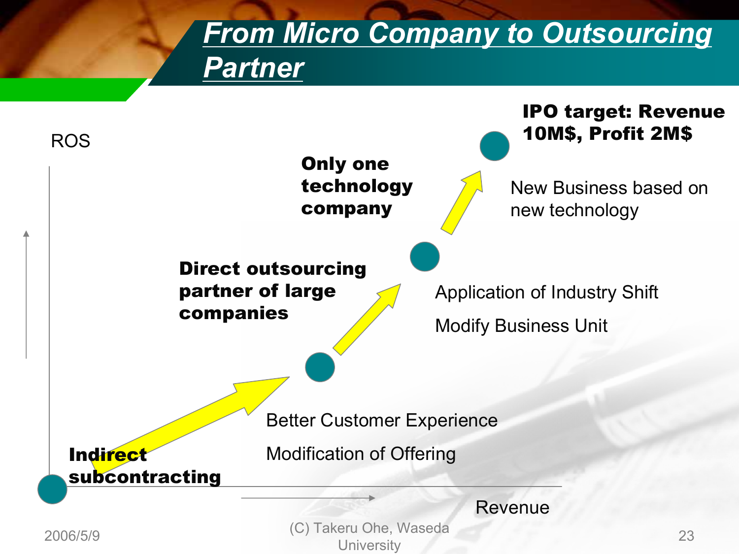# From Micro Company to Outsourcing Partner

ROS

Revenue

**IPO target: Revenue 10M$, Profit 2M$**

New Business based on new technology

**Only one technology company**

Application of Industry Shift

Modify Business Unit

**Direct outsourcing partner of large companies**

Better Customer Experience

Modification of Offering

**Indirect subcontracting**

(C) Takeru Ohe, Waseda University